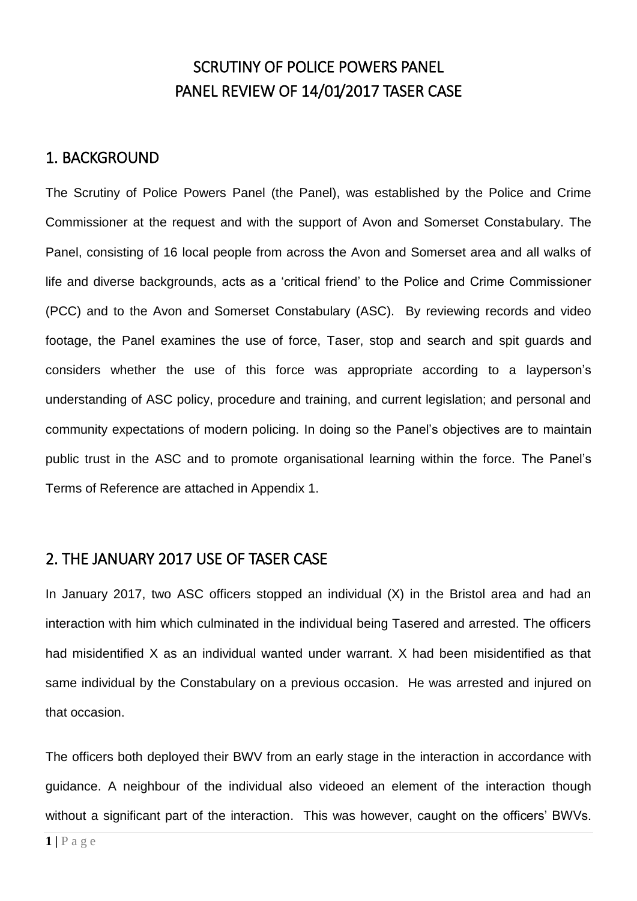# SCRUTINY OF POLICE POWERS PANEL
# PANEL REVIEW OF 14/01/2017 TASER CASE

## 1. BACKGROUND

The Scrutiny of Police Powers Panel (the Panel), was established by the Police and Crime Commissioner at the request and with the support of Avon and Somerset Constabulary. The Panel, consisting of 16 local people from across the Avon and Somerset area and all walks of life and diverse backgrounds, acts as a 'critical friend' to the Police and Crime Commissioner (PCC) and to the Avon and Somerset Constabulary (ASC). By reviewing records and video footage, the Panel examines the use of force, Taser, stop and search and spit guards and considers whether the use of this force was appropriate according to a layperson's understanding of ASC policy, procedure and training, and current legislation; and personal and community expectations of modern policing. In doing so the Panel's objectives are to maintain public trust in the ASC and to promote organisational learning within the force. The Panel's Terms of Reference are attached in Appendix 1.

## 2. THE JANUARY 2017 USE OF TASER CASE

In January 2017, two ASC officers stopped an individual (X) in the Bristol area and had an interaction with him which culminated in the individual being Tasered and arrested. The officers had misidentified X as an individual wanted under warrant. X had been misidentified as that same individual by the Constabulary on a previous occasion. He was arrested and injured on that occasion.

The officers both deployed their BWV from an early stage in the interaction in accordance with guidance. A neighbour of the individual also videoed an element of the interaction though without a significant part of the interaction. This was however, caught on the officers' BWVs.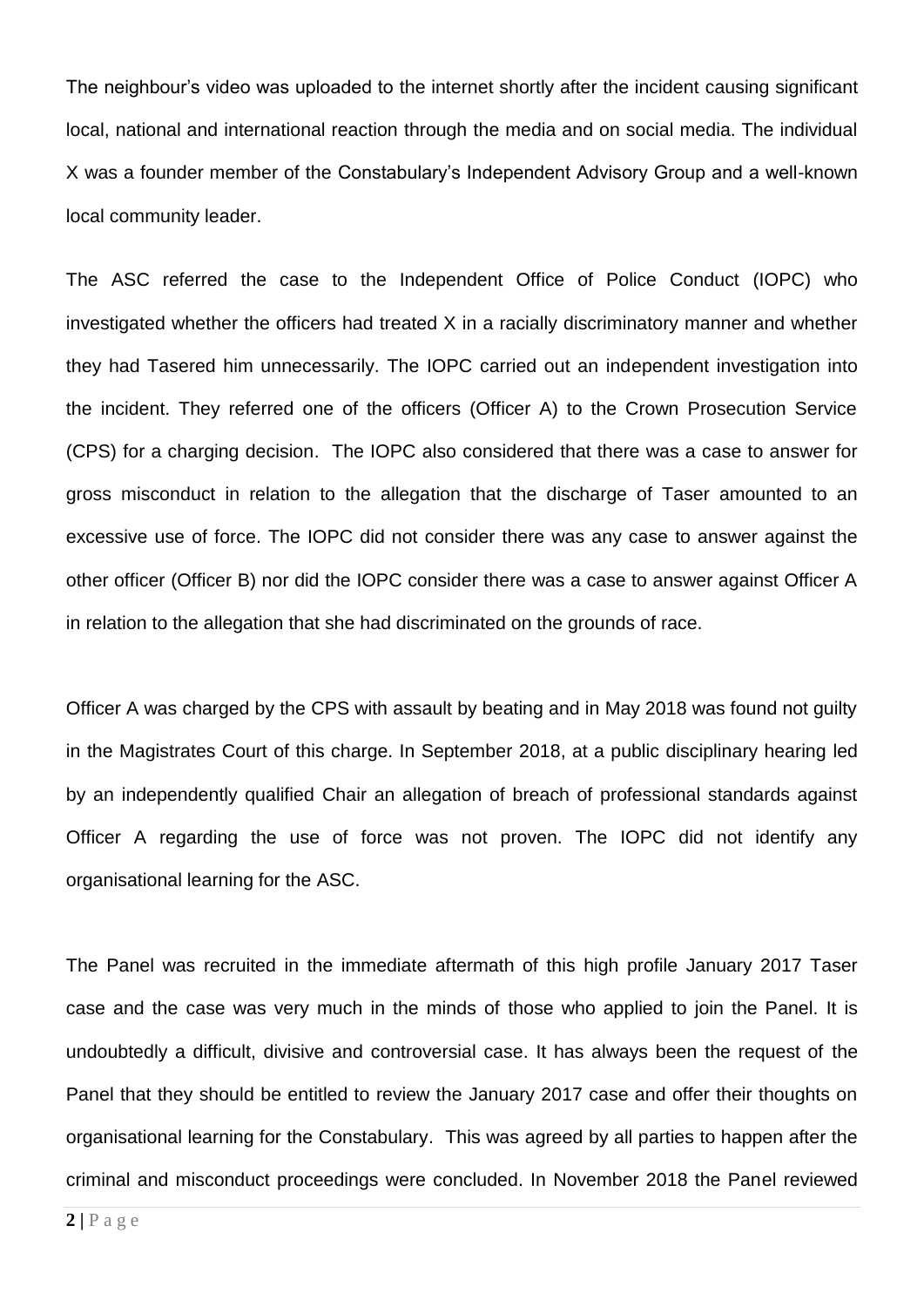The neighbour's video was uploaded to the internet shortly after the incident causing significant local, national and international reaction through the media and on social media. The individual X was a founder member of the Constabulary's Independent Advisory Group and a well-known local community leader.

The ASC referred the case to the Independent Office of Police Conduct (IOPC) who investigated whether the officers had treated X in a racially discriminatory manner and whether they had Tasered him unnecessarily. The IOPC carried out an independent investigation into the incident. They referred one of the officers (Officer A) to the Crown Prosecution Service (CPS) for a charging decision. The IOPC also considered that there was a case to answer for gross misconduct in relation to the allegation that the discharge of Taser amounted to an excessive use of force. The IOPC did not consider there was any case to answer against the other officer (Officer B) nor did the IOPC consider there was a case to answer against Officer A in relation to the allegation that she had discriminated on the grounds of race.

Officer A was charged by the CPS with assault by beating and in May 2018 was found not guilty in the Magistrates Court of this charge. In September 2018, at a public disciplinary hearing led by an independently qualified Chair an allegation of breach of professional standards against Officer A regarding the use of force was not proven. The IOPC did not identify any organisational learning for the ASC.

The Panel was recruited in the immediate aftermath of this high profile January 2017 Taser case and the case was very much in the minds of those who applied to join the Panel. It is undoubtedly a difficult, divisive and controversial case. It has always been the request of the Panel that they should be entitled to review the January 2017 case and offer their thoughts on organisational learning for the Constabulary. This was agreed by all parties to happen after the criminal and misconduct proceedings were concluded. In November 2018 the Panel reviewed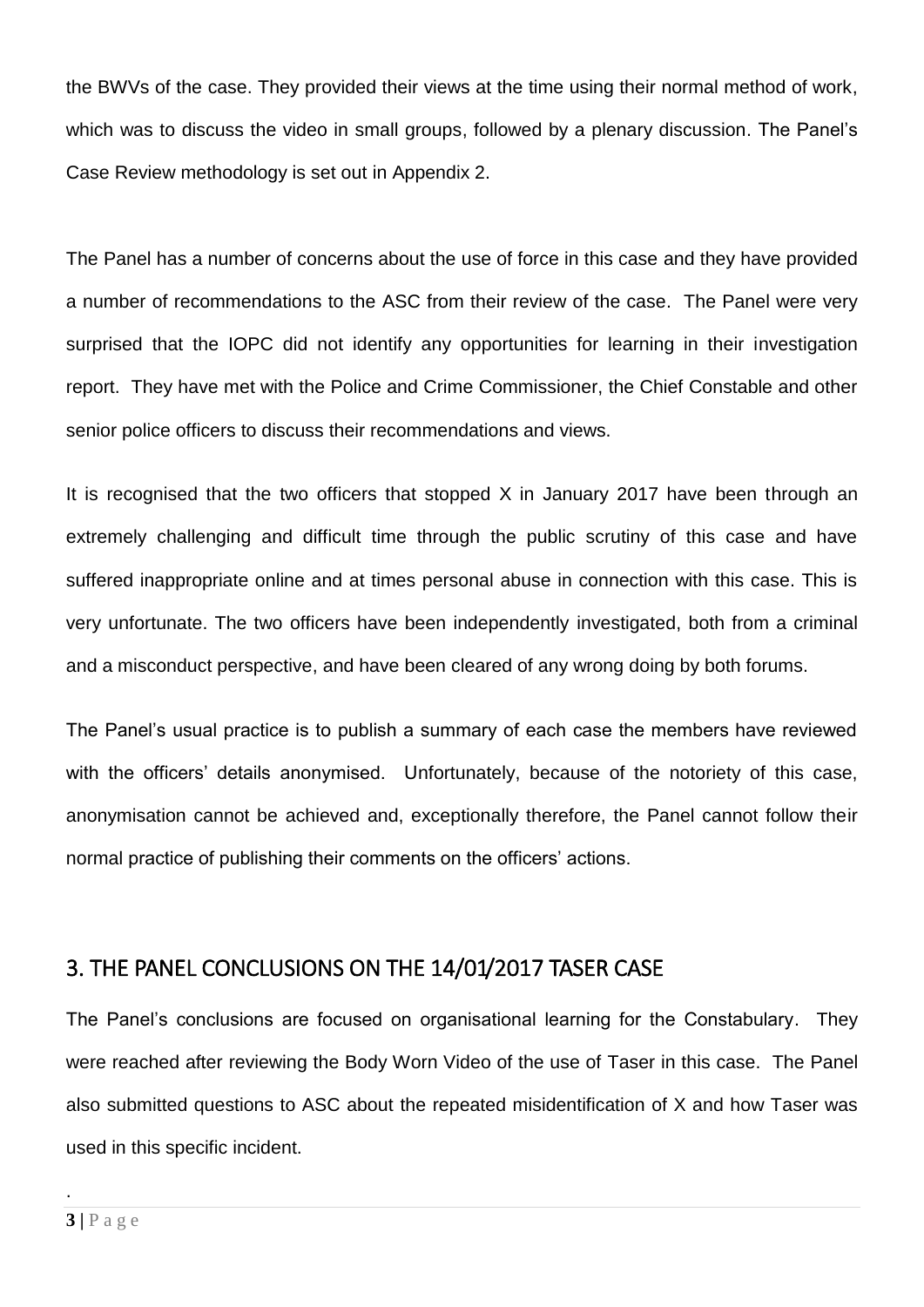the BWVs of the case. They provided their views at the time using their normal method of work, which was to discuss the video in small groups, followed by a plenary discussion. The Panel's Case Review methodology is set out in Appendix 2.

The Panel has a number of concerns about the use of force in this case and they have provided a number of recommendations to the ASC from their review of the case. The Panel were very surprised that the IOPC did not identify any opportunities for learning in their investigation report. They have met with the Police and Crime Commissioner, the Chief Constable and other senior police officers to discuss their recommendations and views.

It is recognised that the two officers that stopped X in January 2017 have been through an extremely challenging and difficult time through the public scrutiny of this case and have suffered inappropriate online and at times personal abuse in connection with this case. This is very unfortunate. The two officers have been independently investigated, both from a criminal and a misconduct perspective, and have been cleared of any wrong doing by both forums.

The Panel's usual practice is to publish a summary of each case the members have reviewed with the officers' details anonymised. Unfortunately, because of the notoriety of this case, anonymisation cannot be achieved and, exceptionally therefore, the Panel cannot follow their normal practice of publishing their comments on the officers' actions.

## 3. THE PANEL CONCLUSIONS ON THE 14/01/2017 TASER CASE

The Panel's conclusions are focused on organisational learning for the Constabulary. They were reached after reviewing the Body Worn Video of the use of Taser in this case. The Panel also submitted questions to ASC about the repeated misidentification of X and how Taser was used in this specific incident.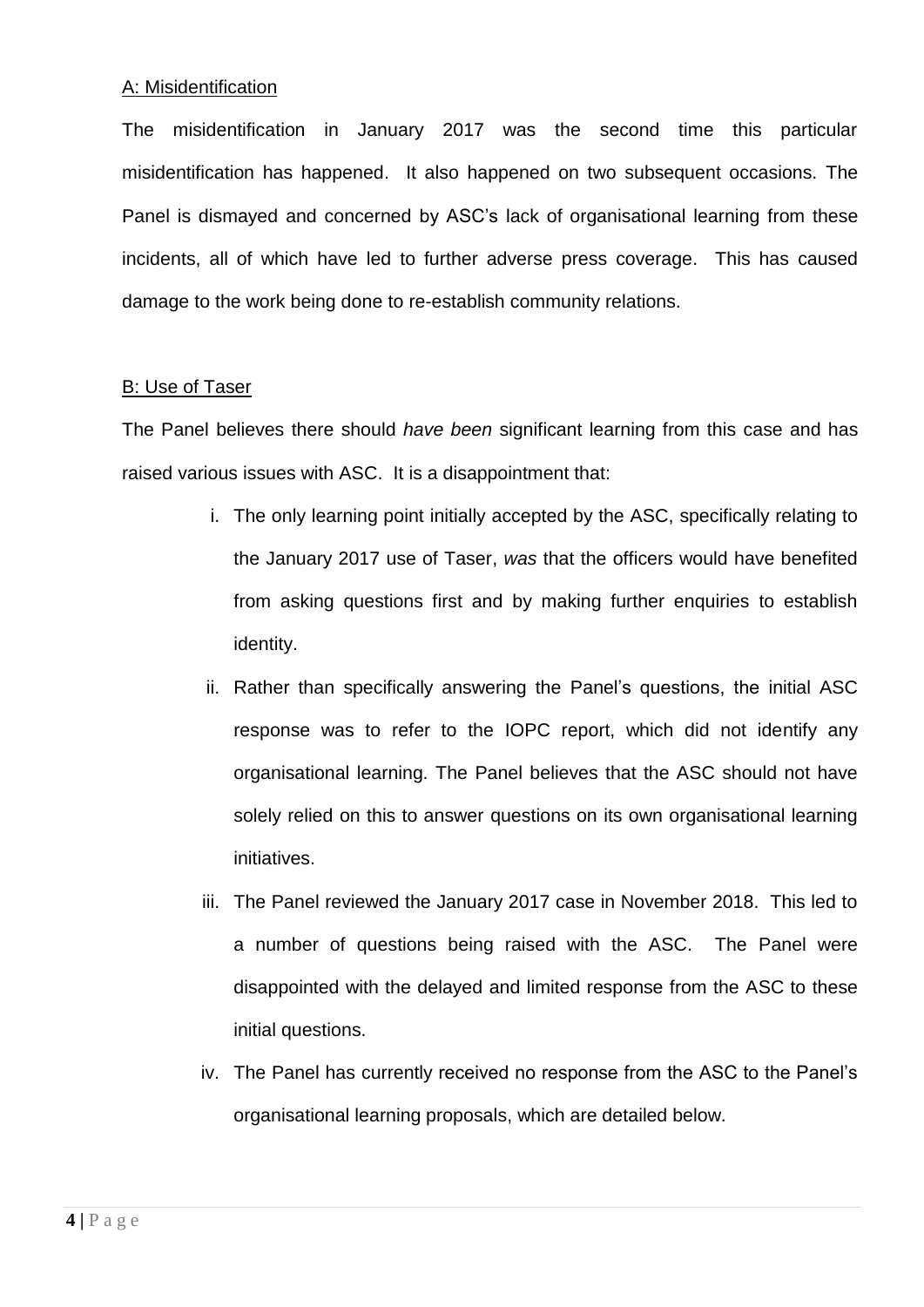A: Misidentification

The misidentification in January 2017 was the second time this particular misidentification has happened. It also happened on two subsequent occasions. The Panel is dismayed and concerned by ASC's lack of organisational learning from these incidents, all of which have led to further adverse press coverage. This has caused damage to the work being done to re-establish community relations.

B: Use of Taser

The Panel believes there should *have been* significant learning from this case and has raised various issues with ASC. It is a disappointment that:

i. The only learning point initially accepted by the ASC, specifically relating to the January 2017 use of Taser, *was* that the officers would have benefited from asking questions first and by making further enquiries to establish identity.

ii. Rather than specifically answering the Panel's questions, the initial ASC response was to refer to the IOPC report, which did not identify any organisational learning. The Panel believes that the ASC should not have solely relied on this to answer questions on its own organisational learning initiatives.

iii. The Panel reviewed the January 2017 case in November 2018. This led to a number of questions being raised with the ASC. The Panel were disappointed with the delayed and limited response from the ASC to these initial questions.

iv. The Panel has currently received no response from the ASC to the Panel's organisational learning proposals, which are detailed below.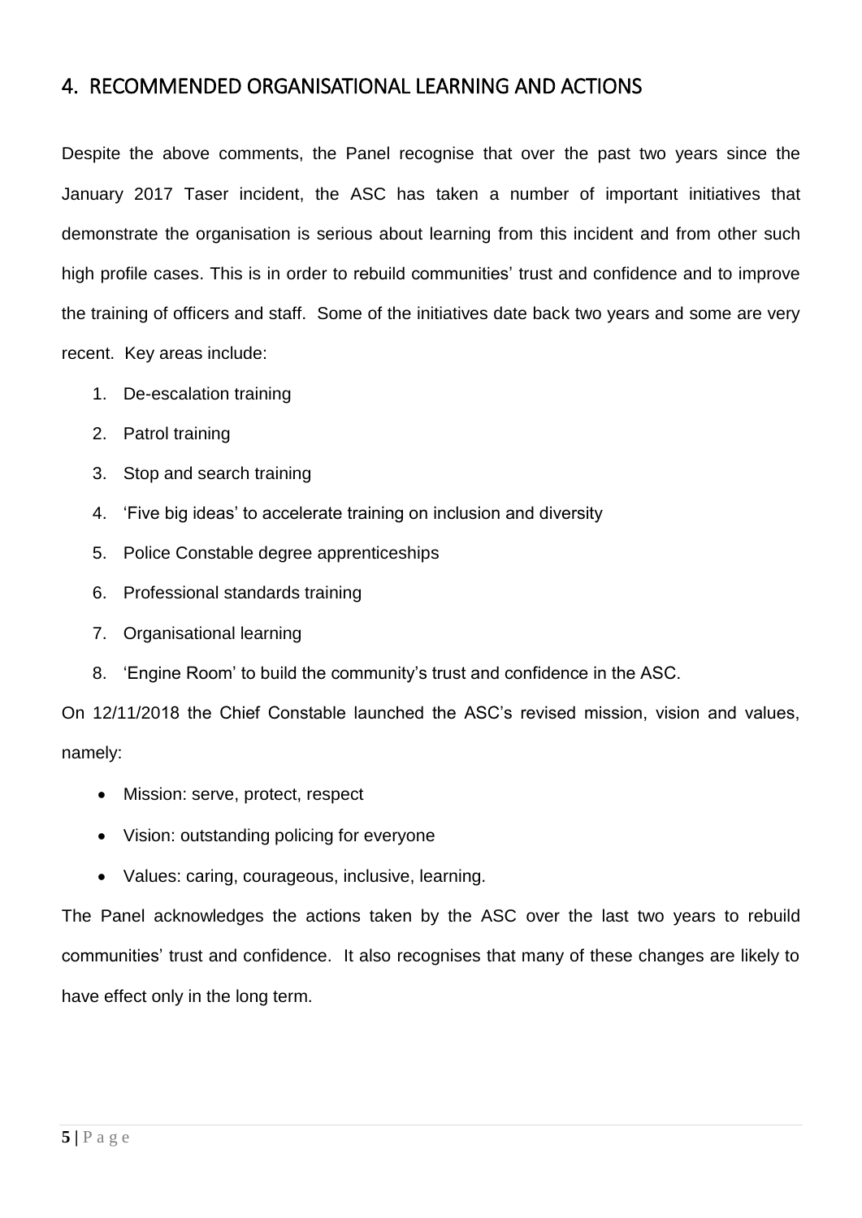## 4. RECOMMENDED ORGANISATIONAL LEARNING AND ACTIONS

Despite the above comments, the Panel recognise that over the past two years since the January 2017 Taser incident, the ASC has taken a number of important initiatives that demonstrate the organisation is serious about learning from this incident and from other such high profile cases. This is in order to rebuild communities' trust and confidence and to improve the training of officers and staff. Some of the initiatives date back two years and some are very recent. Key areas include:

1. De-escalation training
2. Patrol training
3. Stop and search training
4. 'Five big ideas' to accelerate training on inclusion and diversity
5. Police Constable degree apprenticeships
6. Professional standards training
7. Organisational learning
8. 'Engine Room' to build the community's trust and confidence in the ASC.

On 12/11/2018 the Chief Constable launched the ASC's revised mission, vision and values, namely:

- Mission: serve, protect, respect
- Vision: outstanding policing for everyone
- Values: caring, courageous, inclusive, learning.

The Panel acknowledges the actions taken by the ASC over the last two years to rebuild communities' trust and confidence. It also recognises that many of these changes are likely to have effect only in the long term.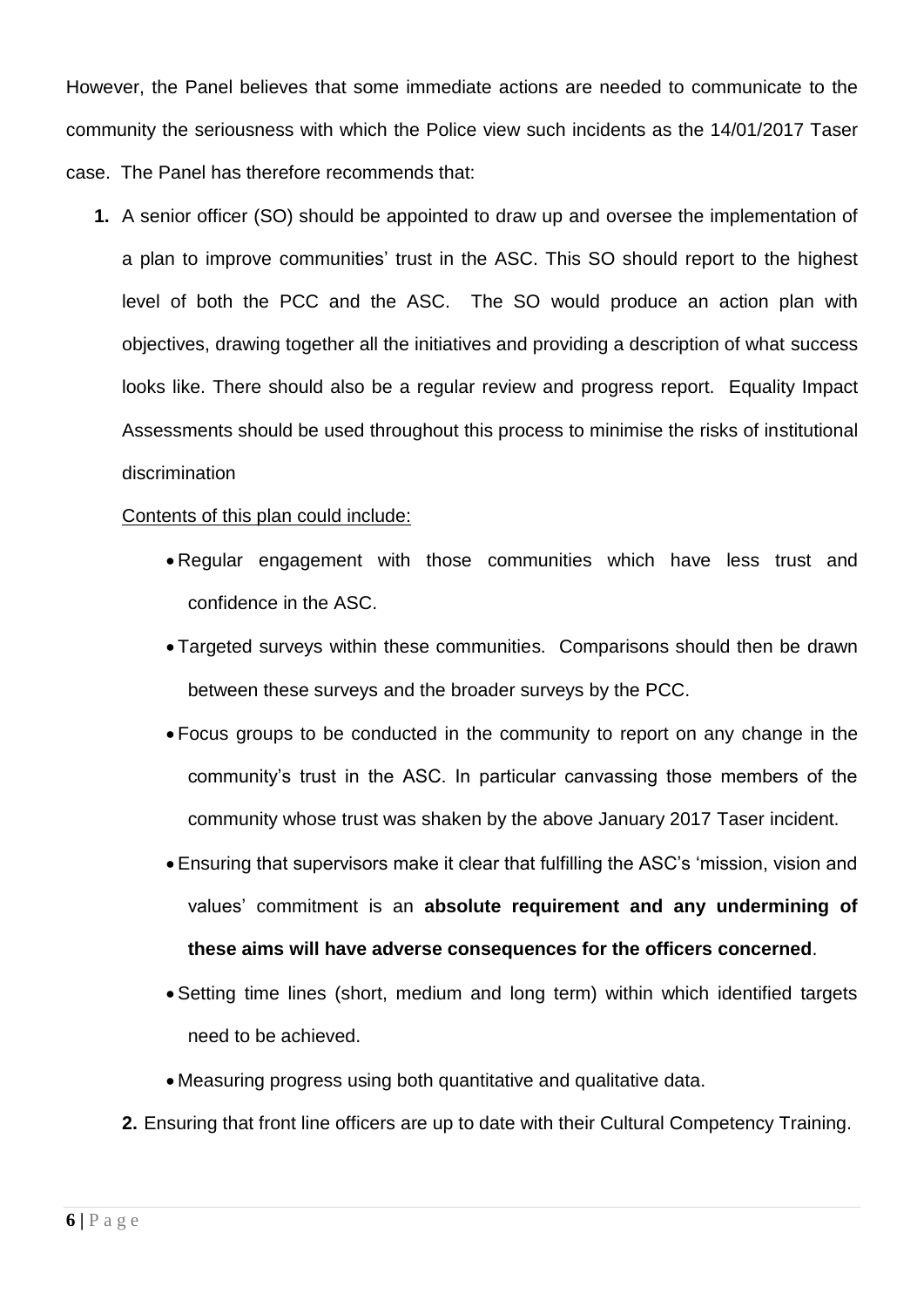However, the Panel believes that some immediate actions are needed to communicate to the community the seriousness with which the Police view such incidents as the 14/01/2017 Taser case. The Panel has therefore recommends that:

1. A senior officer (SO) should be appointed to draw up and oversee the implementation of a plan to improve communities' trust in the ASC. This SO should report to the highest level of both the PCC and the ASC. The SO would produce an action plan with objectives, drawing together all the initiatives and providing a description of what success looks like. There should also be a regular review and progress report. Equality Impact Assessments should be used throughout this process to minimise the risks of institutional discrimination

   <u>Contents of this plan could include:</u>

   - Regular engagement with those communities which have less trust and confidence in the ASC.
   - Targeted surveys within these communities. Comparisons should then be drawn between these surveys and the broader surveys by the PCC.
   - Focus groups to be conducted in the community to report on any change in the community's trust in the ASC. In particular canvassing those members of the community whose trust was shaken by the above January 2017 Taser incident.
   - Ensuring that supervisors make it clear that fulfilling the ASC's 'mission, vision and values' commitment is an **absolute requirement and any undermining of these aims will have adverse consequences for the officers concerned**.
   - Setting time lines (short, medium and long term) within which identified targets need to be achieved.
   - Measuring progress using both quantitative and qualitative data.

2. Ensuring that front line officers are up to date with their Cultural Competency Training.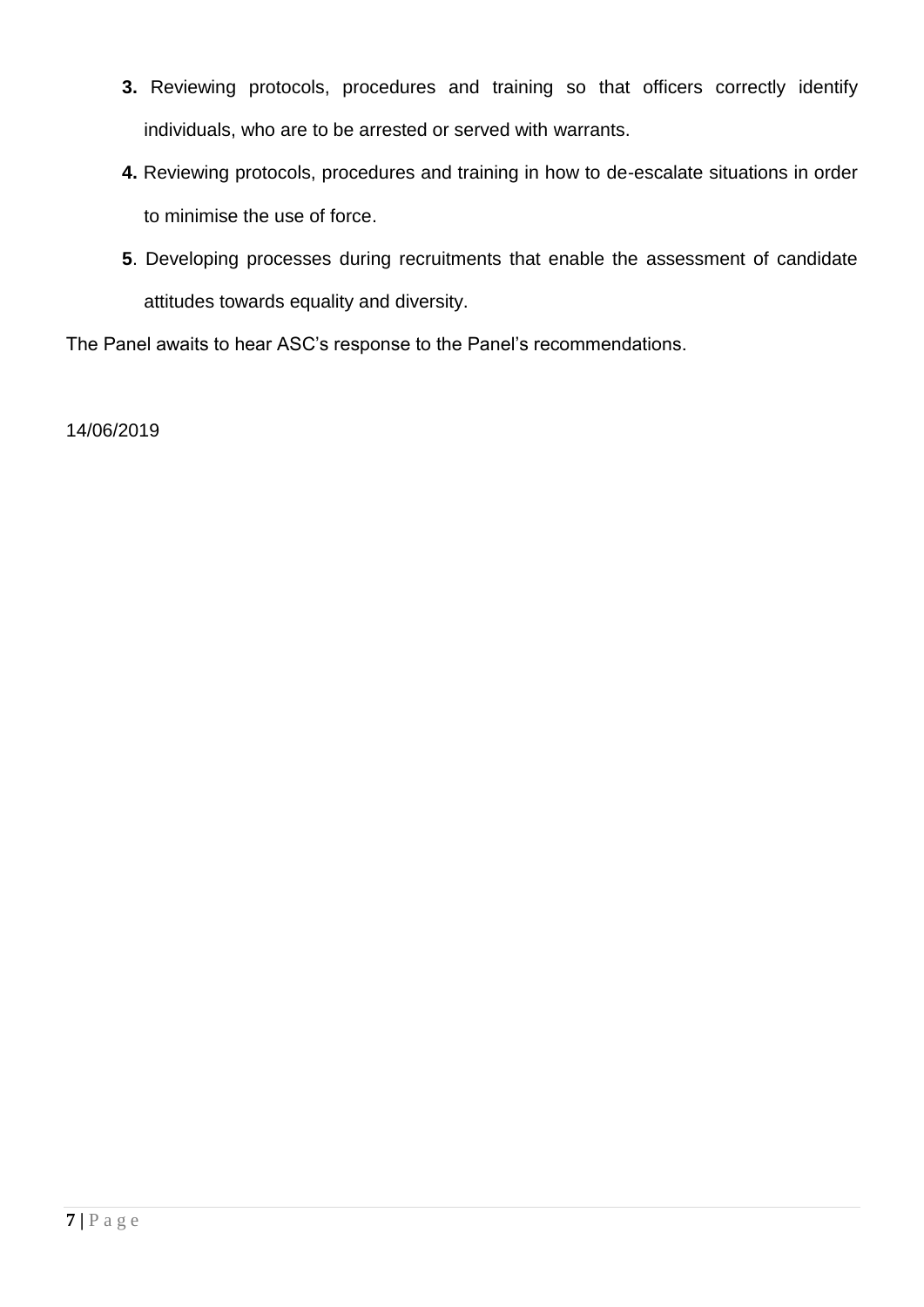**3.** Reviewing protocols, procedures and training so that officers correctly identify individuals, who are to be arrested or served with warrants.

**4.** Reviewing protocols, procedures and training in how to de-escalate situations in order to minimise the use of force.

**5**. Developing processes during recruitments that enable the assessment of candidate attitudes towards equality and diversity.

The Panel awaits to hear ASC's response to the Panel's recommendations.

14/06/2019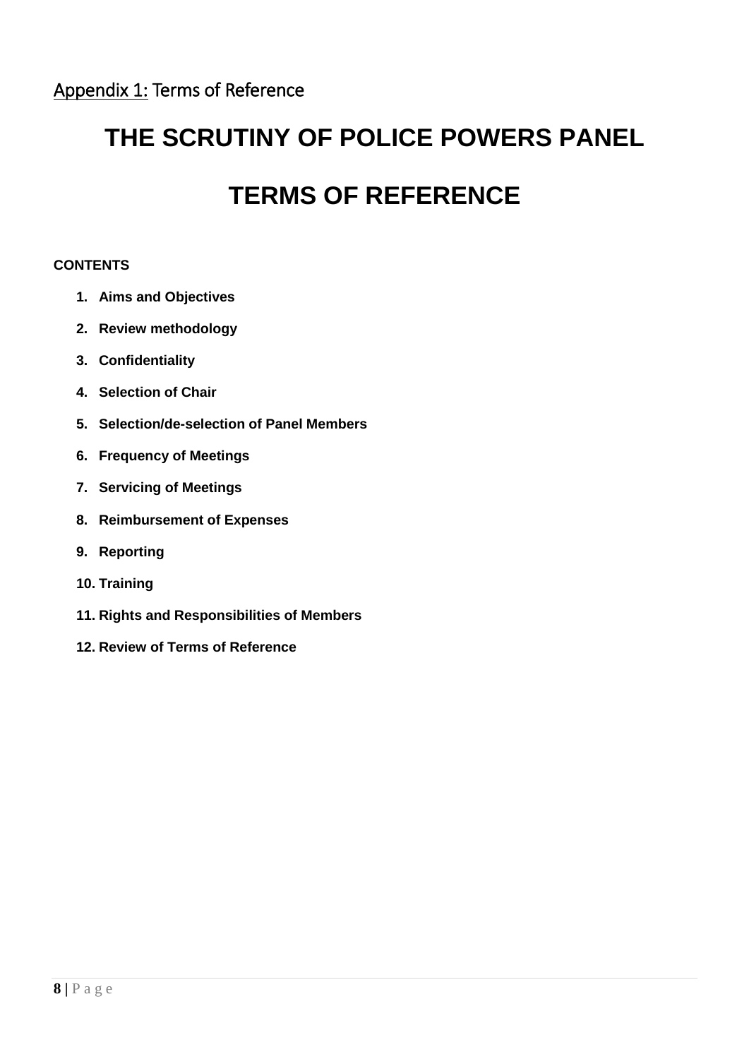Appendix 1: Terms of Reference

# THE SCRUTINY OF POLICE POWERS PANEL

# TERMS OF REFERENCE

**CONTENTS**

1. **Aims and Objectives**
2. **Review methodology**
3. **Confidentiality**
4. **Selection of Chair**
5. **Selection/de-selection of Panel Members**
6. **Frequency of Meetings**
7. **Servicing of Meetings**
8. **Reimbursement of Expenses**
9. **Reporting**
10. **Training**
11. **Rights and Responsibilities of Members**
12. **Review of Terms of Reference**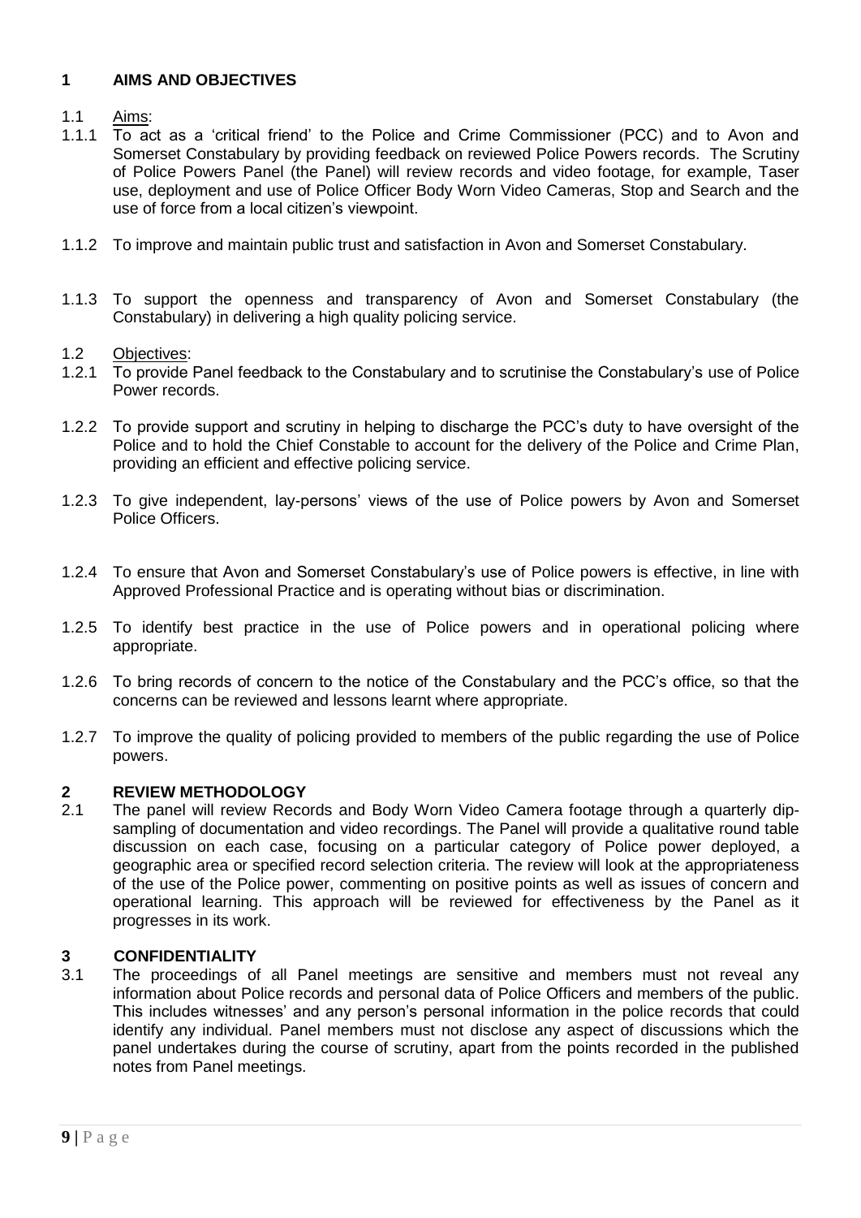## 1 AIMS AND OBJECTIVES

1.1 Aims:

1.1.1 To act as a 'critical friend' to the Police and Crime Commissioner (PCC) and to Avon and Somerset Constabulary by providing feedback on reviewed Police Powers records. The Scrutiny of Police Powers Panel (the Panel) will review records and video footage, for example, Taser use, deployment and use of Police Officer Body Worn Video Cameras, Stop and Search and the use of force from a local citizen's viewpoint.

1.1.2 To improve and maintain public trust and satisfaction in Avon and Somerset Constabulary.

1.1.3 To support the openness and transparency of Avon and Somerset Constabulary (the Constabulary) in delivering a high quality policing service.

1.2 Objectives:

1.2.1 To provide Panel feedback to the Constabulary and to scrutinise the Constabulary's use of Police Power records.

1.2.2 To provide support and scrutiny in helping to discharge the PCC's duty to have oversight of the Police and to hold the Chief Constable to account for the delivery of the Police and Crime Plan, providing an efficient and effective policing service.

1.2.3 To give independent, lay-persons' views of the use of Police powers by Avon and Somerset Police Officers.

1.2.4 To ensure that Avon and Somerset Constabulary's use of Police powers is effective, in line with Approved Professional Practice and is operating without bias or discrimination.

1.2.5 To identify best practice in the use of Police powers and in operational policing where appropriate.

1.2.6 To bring records of concern to the notice of the Constabulary and the PCC's office, so that the concerns can be reviewed and lessons learnt where appropriate.

1.2.7 To improve the quality of policing provided to members of the public regarding the use of Police powers.

## 2 REVIEW METHODOLOGY

2.1 The panel will review Records and Body Worn Video Camera footage through a quarterly dip-sampling of documentation and video recordings. The Panel will provide a qualitative round table discussion on each case, focusing on a particular category of Police power deployed, a geographic area or specified record selection criteria. The review will look at the appropriateness of the use of the Police power, commenting on positive points as well as issues of concern and operational learning. This approach will be reviewed for effectiveness by the Panel as it progresses in its work.

## 3 CONFIDENTIALITY

3.1 The proceedings of all Panel meetings are sensitive and members must not reveal any information about Police records and personal data of Police Officers and members of the public. This includes witnesses' and any person's personal information in the police records that could identify any individual. Panel members must not disclose any aspect of discussions which the panel undertakes during the course of scrutiny, apart from the points recorded in the published notes from Panel meetings.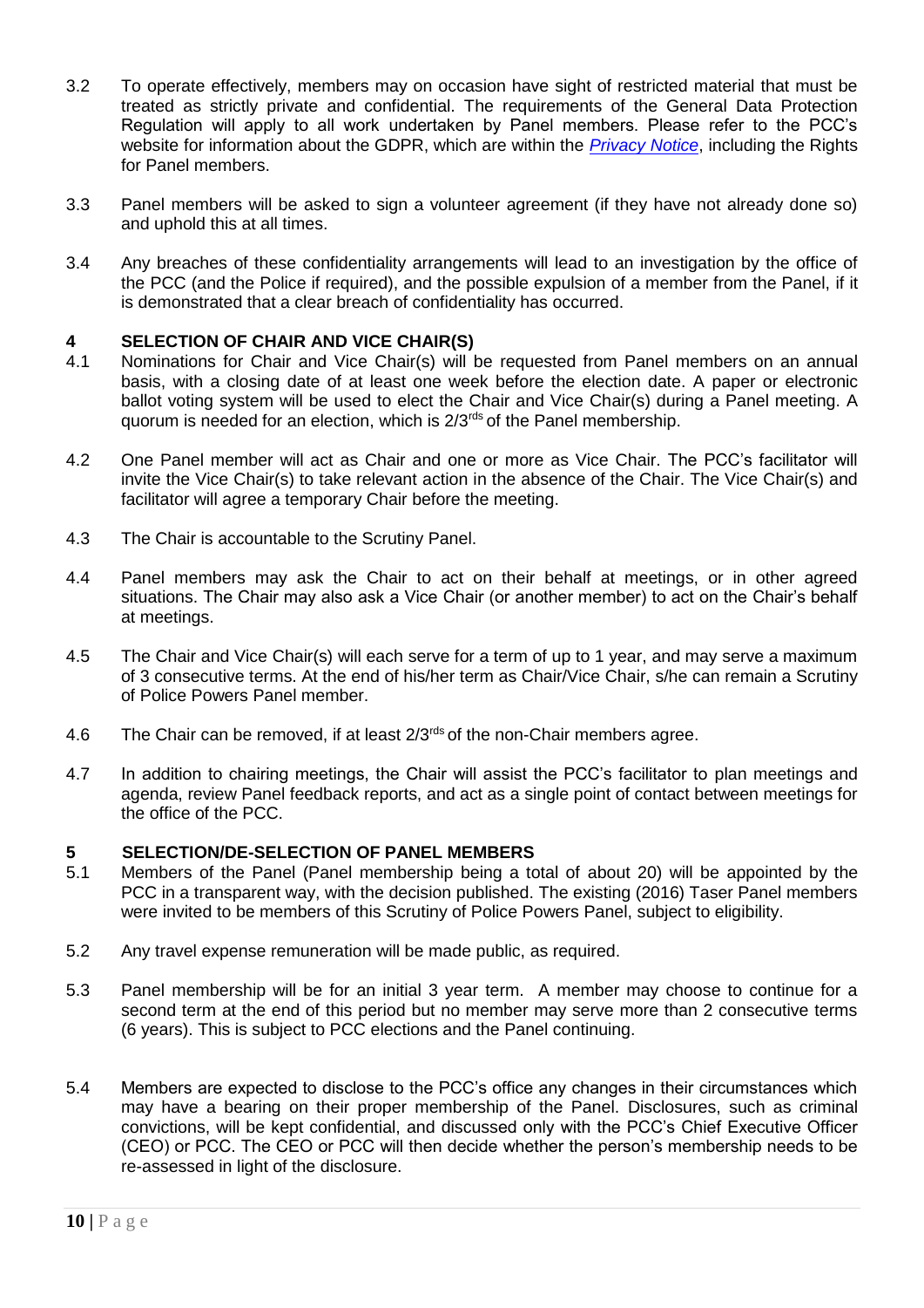3.2 To operate effectively, members may on occasion have sight of restricted material that must be treated as strictly private and confidential. The requirements of the General Data Protection Regulation will apply to all work undertaken by Panel members. Please refer to the PCC's website for information about the GDPR, which are within the *Privacy Notice*, including the Rights for Panel members.

3.3 Panel members will be asked to sign a volunteer agreement (if they have not already done so) and uphold this at all times.

3.4 Any breaches of these confidentiality arrangements will lead to an investigation by the office of the PCC (and the Police if required), and the possible expulsion of a member from the Panel, if it is demonstrated that a clear breach of confidentiality has occurred.

## 4 SELECTION OF CHAIR AND VICE CHAIR(S)

4.1 Nominations for Chair and Vice Chair(s) will be requested from Panel members on an annual basis, with a closing date of at least one week before the election date. A paper or electronic ballot voting system will be used to elect the Chair and Vice Chair(s) during a Panel meeting. A quorum is needed for an election, which is 2/3rds of the Panel membership.

4.2 One Panel member will act as Chair and one or more as Vice Chair. The PCC's facilitator will invite the Vice Chair(s) to take relevant action in the absence of the Chair. The Vice Chair(s) and facilitator will agree a temporary Chair before the meeting.

4.3 The Chair is accountable to the Scrutiny Panel.

4.4 Panel members may ask the Chair to act on their behalf at meetings, or in other agreed situations. The Chair may also ask a Vice Chair (or another member) to act on the Chair's behalf at meetings.

4.5 The Chair and Vice Chair(s) will each serve for a term of up to 1 year, and may serve a maximum of 3 consecutive terms. At the end of his/her term as Chair/Vice Chair, s/he can remain a Scrutiny of Police Powers Panel member.

4.6 The Chair can be removed, if at least 2/3rds of the non-Chair members agree.

4.7 In addition to chairing meetings, the Chair will assist the PCC's facilitator to plan meetings and agenda, review Panel feedback reports, and act as a single point of contact between meetings for the office of the PCC.

## 5 SELECTION/DE-SELECTION OF PANEL MEMBERS

5.1 Members of the Panel (Panel membership being a total of about 20) will be appointed by the PCC in a transparent way, with the decision published. The existing (2016) Taser Panel members were invited to be members of this Scrutiny of Police Powers Panel, subject to eligibility.

5.2 Any travel expense remuneration will be made public, as required.

5.3 Panel membership will be for an initial 3 year term. A member may choose to continue for a second term at the end of this period but no member may serve more than 2 consecutive terms (6 years). This is subject to PCC elections and the Panel continuing.

5.4 Members are expected to disclose to the PCC's office any changes in their circumstances which may have a bearing on their proper membership of the Panel. Disclosures, such as criminal convictions, will be kept confidential, and discussed only with the PCC's Chief Executive Officer (CEO) or PCC. The CEO or PCC will then decide whether the person's membership needs to be re-assessed in light of the disclosure.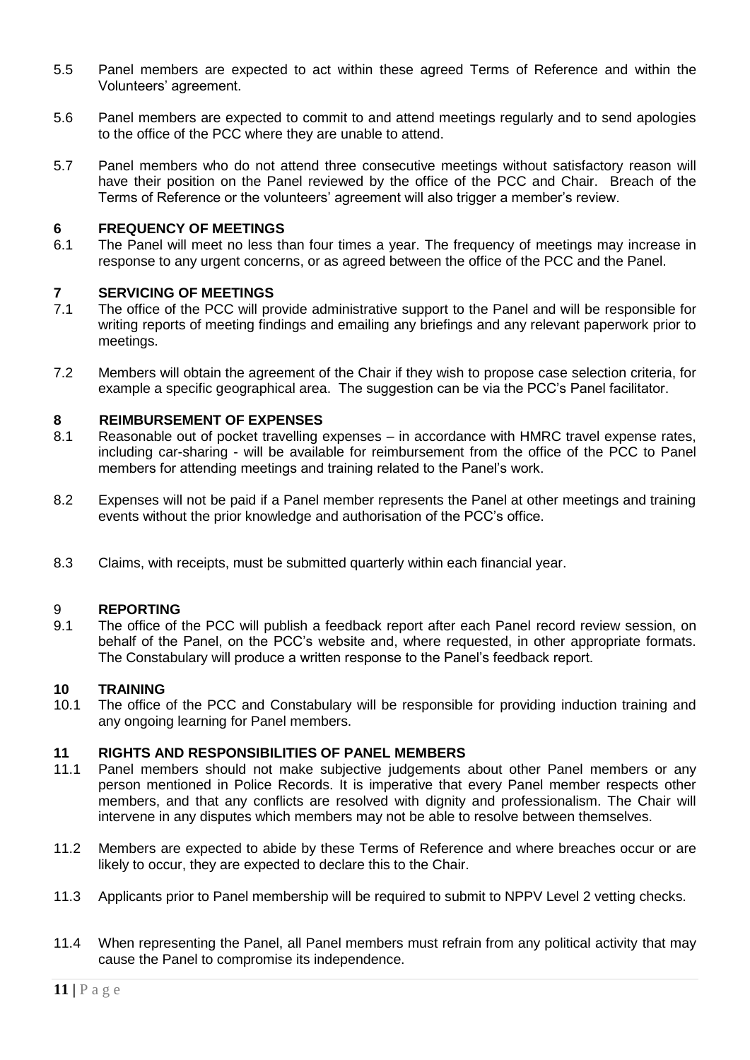5.5 Panel members are expected to act within these agreed Terms of Reference and within the Volunteers' agreement.

5.6 Panel members are expected to commit to and attend meetings regularly and to send apologies to the office of the PCC where they are unable to attend.

5.7 Panel members who do not attend three consecutive meetings without satisfactory reason will have their position on the Panel reviewed by the office of the PCC and Chair. Breach of the Terms of Reference or the volunteers' agreement will also trigger a member's review.

## 6 FREQUENCY OF MEETINGS

6.1 The Panel will meet no less than four times a year. The frequency of meetings may increase in response to any urgent concerns, or as agreed between the office of the PCC and the Panel.

## 7 SERVICING OF MEETINGS

7.1 The office of the PCC will provide administrative support to the Panel and will be responsible for writing reports of meeting findings and emailing any briefings and any relevant paperwork prior to meetings.

7.2 Members will obtain the agreement of the Chair if they wish to propose case selection criteria, for example a specific geographical area. The suggestion can be via the PCC's Panel facilitator.

## 8 REIMBURSEMENT OF EXPENSES

8.1 Reasonable out of pocket travelling expenses – in accordance with HMRC travel expense rates, including car-sharing - will be available for reimbursement from the office of the PCC to Panel members for attending meetings and training related to the Panel's work.

8.2 Expenses will not be paid if a Panel member represents the Panel at other meetings and training events without the prior knowledge and authorisation of the PCC's office.

8.3 Claims, with receipts, must be submitted quarterly within each financial year.

## 9 REPORTING

9.1 The office of the PCC will publish a feedback report after each Panel record review session, on behalf of the Panel, on the PCC's website and, where requested, in other appropriate formats. The Constabulary will produce a written response to the Panel's feedback report.

## 10 TRAINING

10.1 The office of the PCC and Constabulary will be responsible for providing induction training and any ongoing learning for Panel members.

## 11 RIGHTS AND RESPONSIBILITIES OF PANEL MEMBERS

11.1 Panel members should not make subjective judgements about other Panel members or any person mentioned in Police Records. It is imperative that every Panel member respects other members, and that any conflicts are resolved with dignity and professionalism. The Chair will intervene in any disputes which members may not be able to resolve between themselves.

11.2 Members are expected to abide by these Terms of Reference and where breaches occur or are likely to occur, they are expected to declare this to the Chair.

11.3 Applicants prior to Panel membership will be required to submit to NPPV Level 2 vetting checks.

11.4 When representing the Panel, all Panel members must refrain from any political activity that may cause the Panel to compromise its independence.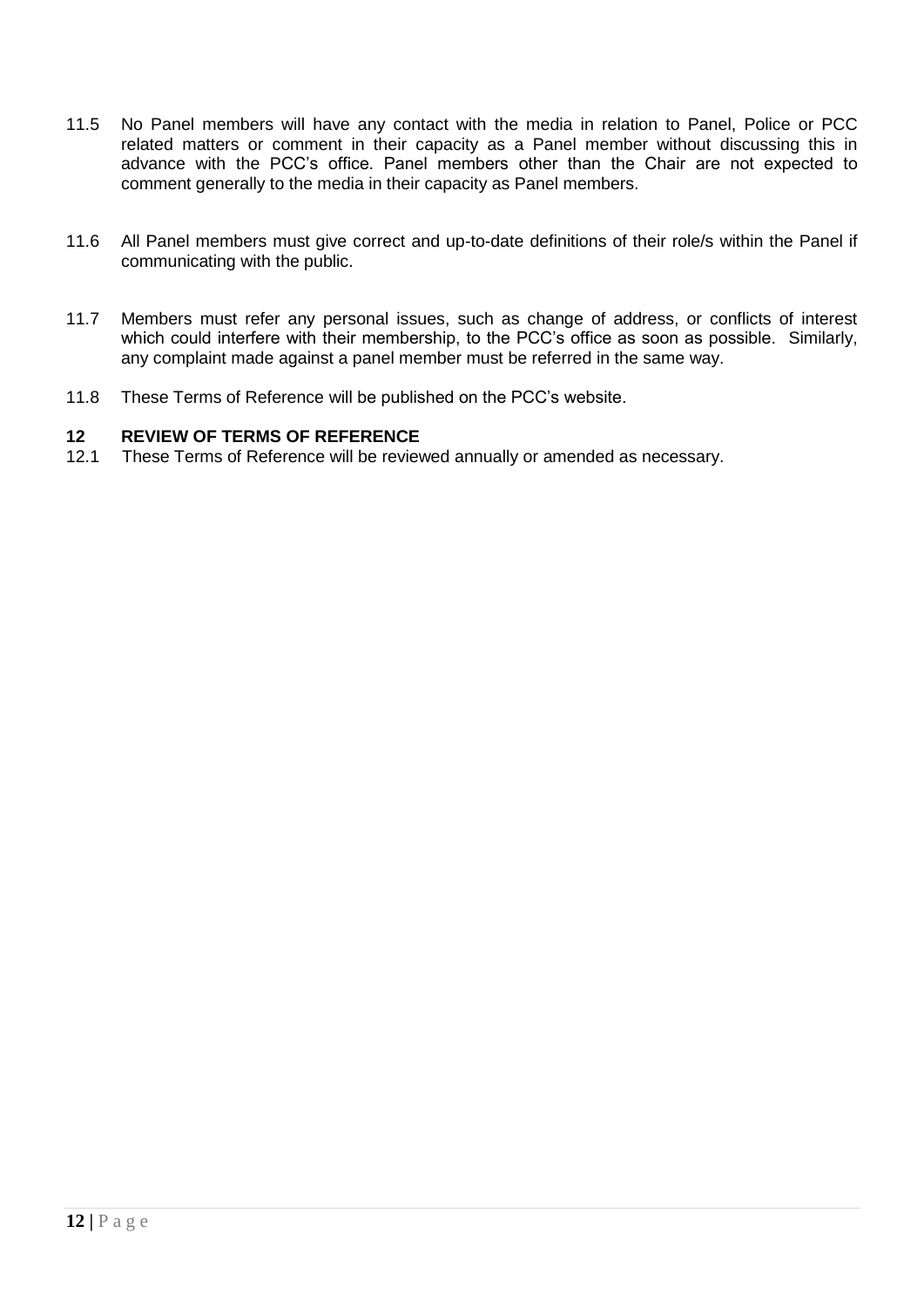11.5 No Panel members will have any contact with the media in relation to Panel, Police or PCC related matters or comment in their capacity as a Panel member without discussing this in advance with the PCC's office. Panel members other than the Chair are not expected to comment generally to the media in their capacity as Panel members.

11.6 All Panel members must give correct and up-to-date definitions of their role/s within the Panel if communicating with the public.

11.7 Members must refer any personal issues, such as change of address, or conflicts of interest which could interfere with their membership, to the PCC's office as soon as possible. Similarly, any complaint made against a panel member must be referred in the same way.

11.8 These Terms of Reference will be published on the PCC's website.

## 12 REVIEW OF TERMS OF REFERENCE

12.1 These Terms of Reference will be reviewed annually or amended as necessary.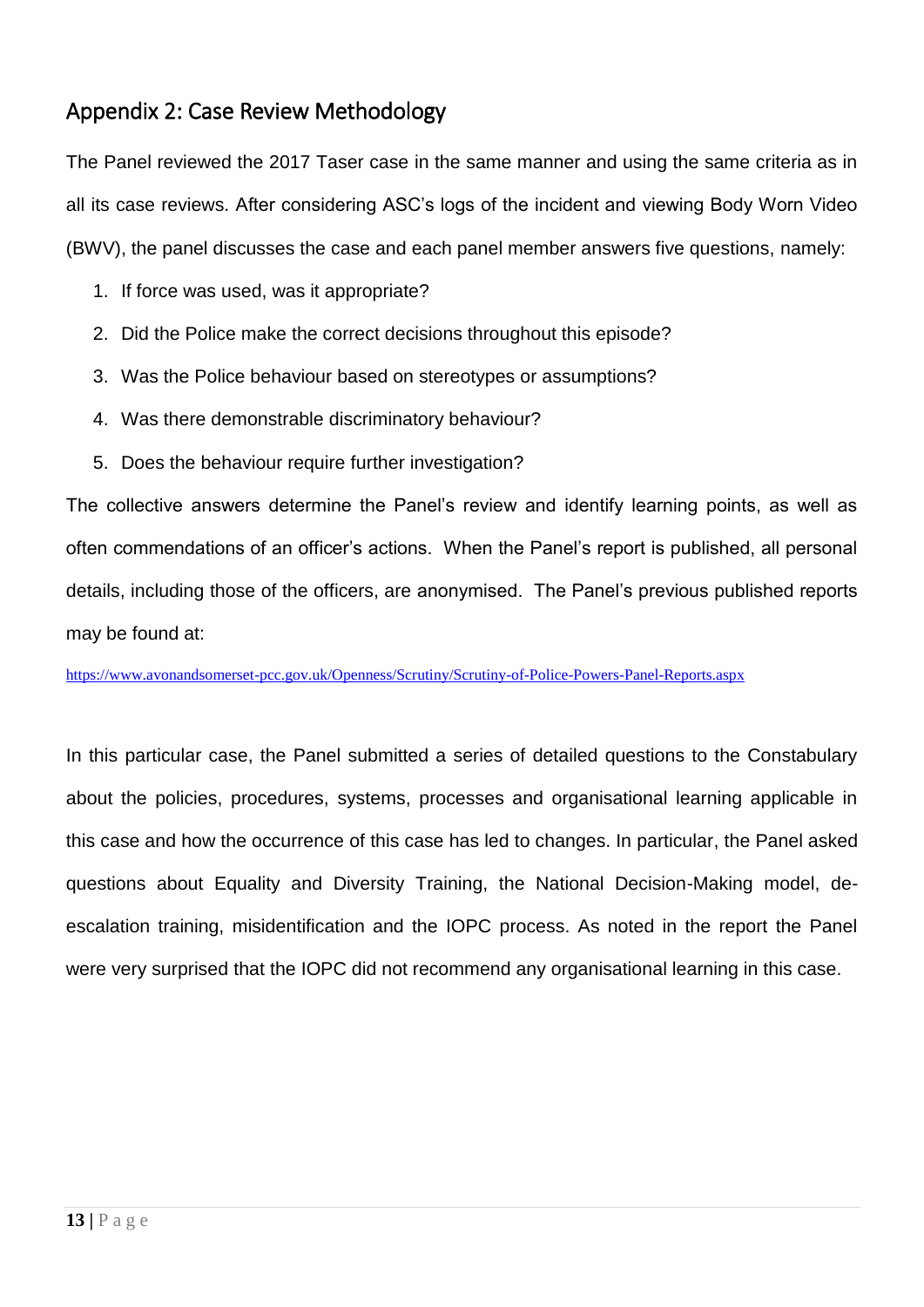## Appendix 2: Case Review Methodology

The Panel reviewed the 2017 Taser case in the same manner and using the same criteria as in all its case reviews. After considering ASC's logs of the incident and viewing Body Worn Video (BWV), the panel discusses the case and each panel member answers five questions, namely:

1. If force was used, was it appropriate?
2. Did the Police make the correct decisions throughout this episode?
3. Was the Police behaviour based on stereotypes or assumptions?
4. Was there demonstrable discriminatory behaviour?
5. Does the behaviour require further investigation?

The collective answers determine the Panel's review and identify learning points, as well as often commendations of an officer's actions. When the Panel's report is published, all personal details, including those of the officers, are anonymised. The Panel's previous published reports may be found at:

https://www.avonandsomerset-pcc.gov.uk/Openness/Scrutiny/Scrutiny-of-Police-Powers-Panel-Reports.aspx

In this particular case, the Panel submitted a series of detailed questions to the Constabulary about the policies, procedures, systems, processes and organisational learning applicable in this case and how the occurrence of this case has led to changes. In particular, the Panel asked questions about Equality and Diversity Training, the National Decision-Making model, de-escalation training, misidentification and the IOPC process. As noted in the report the Panel were very surprised that the IOPC did not recommend any organisational learning in this case.